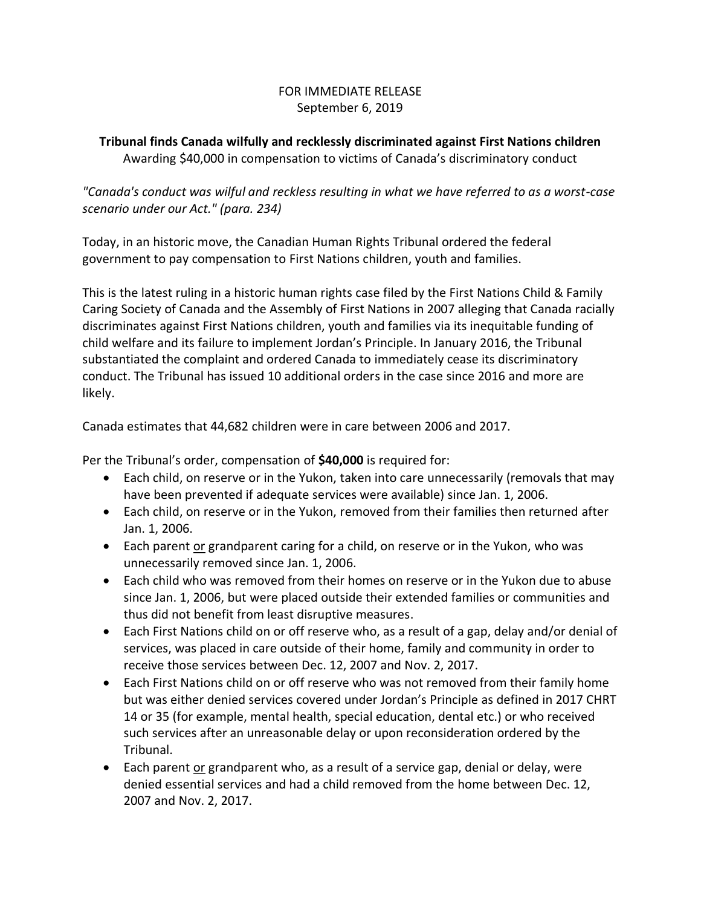FOR IMMEDIATE RELEASE
September 6, 2019

**Tribunal finds Canada wilfully and recklessly discriminated against First Nations children**

Awarding $40,000 in compensation to victims of Canada's discriminatory conduct

*"Canada's conduct was wilful and reckless resulting in what we have referred to as a worst-case scenario under our Act." (para. 234)*

Today, in an historic move, the Canadian Human Rights Tribunal ordered the federal government to pay compensation to First Nations children, youth and families.

This is the latest ruling in a historic human rights case filed by the First Nations Child & Family Caring Society of Canada and the Assembly of First Nations in 2007 alleging that Canada racially discriminates against First Nations children, youth and families via its inequitable funding of child welfare and its failure to implement Jordan's Principle. In January 2016, the Tribunal substantiated the complaint and ordered Canada to immediately cease its discriminatory conduct. The Tribunal has issued 10 additional orders in the case since 2016 and more are likely.

Canada estimates that 44,682 children were in care between 2006 and 2017.

Per the Tribunal's order, compensation of **$40,000** is required for:

- Each child, on reserve or in the Yukon, taken into care unnecessarily (removals that may have been prevented if adequate services were available) since Jan. 1, 2006.
- Each child, on reserve or in the Yukon, removed from their families then returned after Jan. 1, 2006.
- Each parent or grandparent caring for a child, on reserve or in the Yukon, who was unnecessarily removed since Jan. 1, 2006.
- Each child who was removed from their homes on reserve or in the Yukon due to abuse since Jan. 1, 2006, but were placed outside their extended families or communities and thus did not benefit from least disruptive measures.
- Each First Nations child on or off reserve who, as a result of a gap, delay and/or denial of services, was placed in care outside of their home, family and community in order to receive those services between Dec. 12, 2007 and Nov. 2, 2017.
- Each First Nations child on or off reserve who was not removed from their family home but was either denied services covered under Jordan's Principle as defined in 2017 CHRT 14 or 35 (for example, mental health, special education, dental etc.) or who received such services after an unreasonable delay or upon reconsideration ordered by the Tribunal.
- Each parent or grandparent who, as a result of a service gap, denial or delay, were denied essential services and had a child removed from the home between Dec. 12, 2007 and Nov. 2, 2017.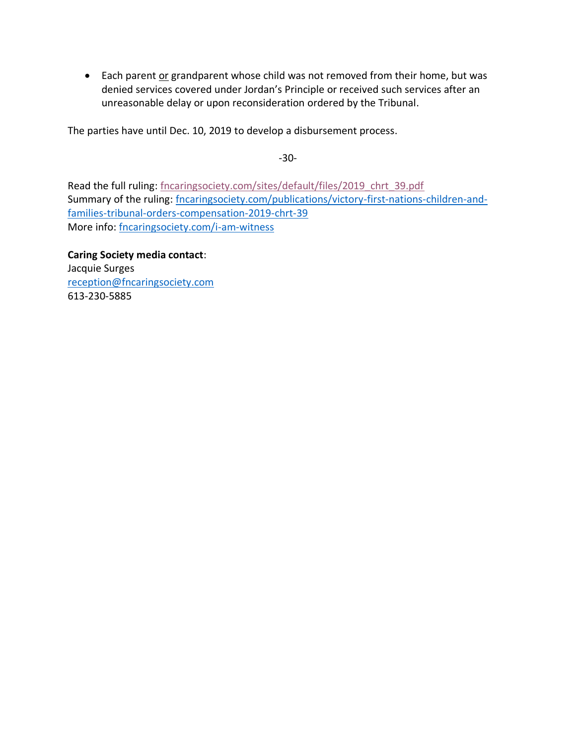- Each parent or grandparent whose child was not removed from their home, but was denied services covered under Jordan's Principle or received such services after an unreasonable delay or upon reconsideration ordered by the Tribunal.

The parties have until Dec. 10, 2019 to develop a disbursement process.

-30-

Read the full ruling: fncaringsociety.com/sites/default/files/2019_chrt_39.pdf
Summary of the ruling: fncaringsociety.com/publications/victory-first-nations-children-and-families-tribunal-orders-compensation-2019-chrt-39
More info: fncaringsociety.com/i-am-witness

**Caring Society media contact**:
Jacquie Surges
reception@fncaringsociety.com
613-230-5885